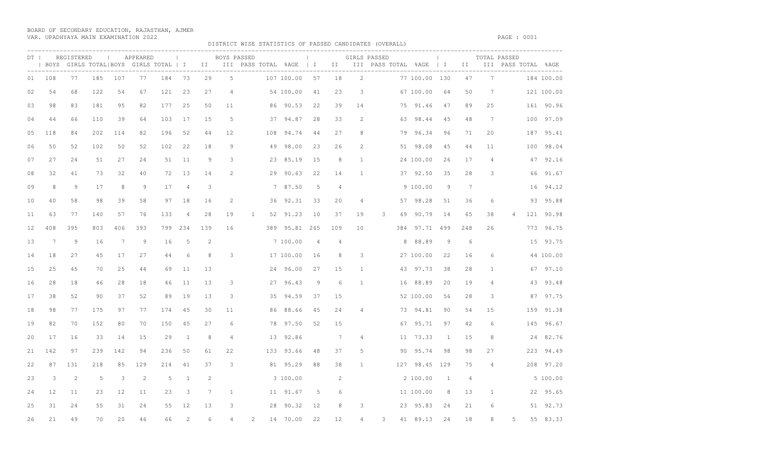BOARD OF SECONDARY EDUCATION, RAJASTHAN, AJMER
VAR. UPADHYAYA MAIN EXAMINATION 2022

DISTRICT WISE STATISTICS OF PASSED CANDIDATES (OVERALL)

| DT | REGISTERED | | | APPEARED | | | BOYS PASSED | | | | | | GIRLS PASSED | | | | | | TOTAL PASSED | | | | | |
|---|---|---|---|---|---|---|---|---|---|---|---|---|---|---|---|---|---|---|---|---|---|---|---|---|
| | BOYS | GIRLS | TOTAL | BOYS | GIRLS | TOTAL | I | II | III | PASS | TOTAL | %AGE | I | II | III | PASS | TOTAL | %AGE | I | II | III | PASS | TOTAL | %AGE |
| 01 | 108 | 77 | 185 | 107 | 77 | 184 | 73 | 29 | 5 | | 107 | 100.00 | 57 | 18 | 2 | | 77 | 100.00 | 130 | 47 | 7 | | 184 | 100.00 |
| 02 | 54 | 68 | 122 | 54 | 67 | 121 | 23 | 27 | 4 | | 54 | 100.00 | 41 | 23 | 3 | | 67 | 100.00 | 64 | 50 | 7 | | 121 | 100.00 |
| 03 | 98 | 83 | 181 | 95 | 82 | 177 | 25 | 50 | 11 | | 86 | 90.53 | 22 | 39 | 14 | | 75 | 91.46 | 47 | 89 | 25 | | 161 | 90.96 |
| 04 | 44 | 66 | 110 | 39 | 64 | 103 | 17 | 15 | 5 | | 37 | 94.87 | 28 | 33 | 2 | | 63 | 98.44 | 45 | 48 | 7 | | 100 | 97.09 |
| 05 | 118 | 84 | 202 | 114 | 82 | 196 | 52 | 44 | 12 | | 108 | 94.74 | 44 | 27 | 8 | | 79 | 96.34 | 96 | 71 | 20 | | 187 | 95.41 |
| 06 | 50 | 52 | 102 | 50 | 52 | 102 | 22 | 18 | 9 | | 49 | 98.00 | 23 | 26 | 2 | | 51 | 98.08 | 45 | 44 | 11 | | 100 | 98.04 |
| 07 | 27 | 24 | 51 | 27 | 24 | 51 | 11 | 9 | 3 | | 23 | 85.19 | 15 | 8 | 1 | | 24 | 100.00 | 26 | 17 | 4 | | 47 | 92.16 |
| 08 | 32 | 41 | 73 | 32 | 40 | 72 | 13 | 14 | 2 | | 29 | 90.63 | 22 | 14 | 1 | | 37 | 92.50 | 35 | 28 | 3 | | 66 | 91.67 |
| 09 | 8 | 9 | 17 | 8 | 9 | 17 | 4 | 3 | | | 7 | 87.50 | 5 | 4 | | | 9 | 100.00 | 9 | 7 | | | 16 | 94.12 |
| 10 | 40 | 58 | 98 | 39 | 58 | 97 | 18 | 16 | 2 | | 36 | 92.31 | 33 | 20 | 4 | | 57 | 98.28 | 51 | 36 | 6 | | 93 | 95.88 |
| 11 | 63 | 77 | 140 | 57 | 76 | 133 | 4 | 28 | 19 | 1 | 52 | 91.23 | 10 | 37 | 19 | 3 | 69 | 90.79 | 14 | 65 | 38 | 4 | 121 | 90.98 |
| 12 | 408 | 395 | 803 | 406 | 393 | 799 | 234 | 139 | 16 | | 389 | 95.81 | 265 | 109 | 10 | | 384 | 97.71 | 499 | 248 | 26 | | 773 | 96.75 |
| 13 | 7 | 9 | 16 | 7 | 9 | 16 | 5 | 2 | | | 7 | 100.00 | 4 | 4 | | | 8 | 88.89 | 9 | 6 | | | 15 | 93.75 |
| 14 | 18 | 27 | 45 | 17 | 27 | 44 | 6 | 8 | 3 | | 17 | 100.00 | 16 | 8 | 3 | | 27 | 100.00 | 22 | 16 | 6 | | 44 | 100.00 |
| 15 | 25 | 45 | 70 | 25 | 44 | 69 | 11 | 13 | | | 24 | 96.00 | 27 | 15 | 1 | | 43 | 97.73 | 38 | 28 | 1 | | 67 | 97.10 |
| 16 | 28 | 18 | 46 | 28 | 18 | 46 | 11 | 13 | 3 | | 27 | 96.43 | 9 | 6 | 1 | | 16 | 88.89 | 20 | 19 | 4 | | 43 | 93.48 |
| 17 | 38 | 52 | 90 | 37 | 52 | 89 | 19 | 13 | 3 | | 35 | 94.59 | 37 | 15 | | | 52 | 100.00 | 56 | 28 | 3 | | 87 | 97.75 |
| 18 | 98 | 77 | 175 | 97 | 77 | 174 | 45 | 30 | 11 | | 86 | 88.66 | 45 | 24 | 4 | | 73 | 94.81 | 90 | 54 | 15 | | 159 | 91.38 |
| 19 | 82 | 70 | 152 | 80 | 70 | 150 | 45 | 27 | 6 | | 78 | 97.50 | 52 | 15 | | | 67 | 95.71 | 97 | 42 | 6 | | 145 | 96.67 |
| 20 | 17 | 16 | 33 | 14 | 15 | 29 | 1 | 8 | 4 | | 13 | 92.86 | | 7 | 4 | | 11 | 73.33 | 1 | 15 | 8 | | 24 | 82.76 |
| 21 | 142 | 97 | 239 | 142 | 94 | 236 | 50 | 61 | 22 | | 133 | 93.66 | 48 | 37 | 5 | | 90 | 95.74 | 98 | 98 | 27 | | 223 | 94.49 |
| 22 | 87 | 131 | 218 | 85 | 129 | 214 | 41 | 37 | 3 | | 81 | 95.29 | 88 | 38 | 1 | | 127 | 98.45 | 129 | 75 | 4 | | 208 | 97.20 |
| 23 | 3 | 2 | 5 | 3 | 2 | 5 | 1 | 2 | | | 3 | 100.00 | | 2 | | | 2 | 100.00 | 1 | 4 | | | 5 | 100.00 |
| 24 | 12 | 11 | 23 | 12 | 11 | 23 | 3 | 7 | 1 | | 11 | 91.67 | 5 | 6 | | | 11 | 100.00 | 8 | 13 | 1 | | 22 | 95.65 |
| 25 | 31 | 24 | 55 | 31 | 24 | 55 | 12 | 13 | 3 | | 28 | 90.32 | 12 | 8 | 3 | | 23 | 95.83 | 24 | 21 | 6 | | 51 | 92.73 |
| 26 | 21 | 49 | 70 | 20 | 46 | 66 | 2 | 6 | 4 | 2 | 14 | 70.00 | 22 | 12 | 4 | 3 | 41 | 89.13 | 24 | 18 | 8 | 5 | 55 | 83.33 |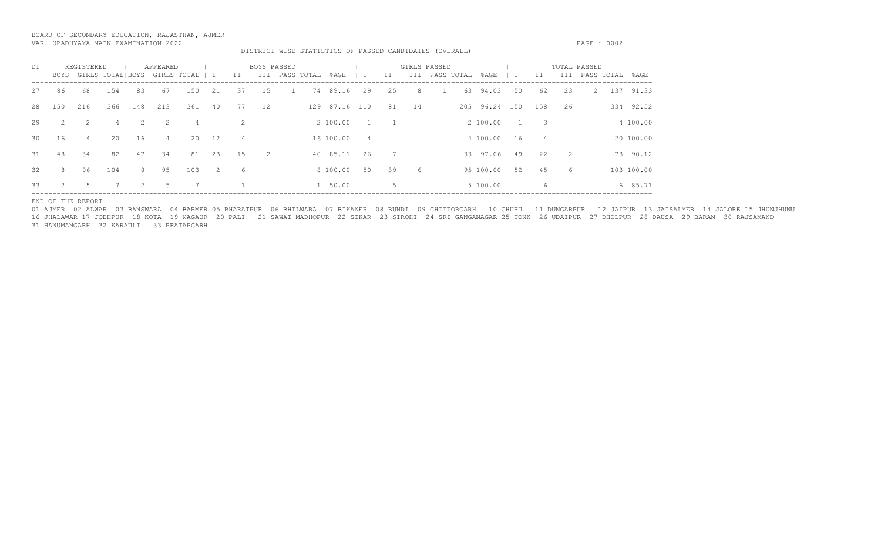BOARD OF SECONDARY EDUCATION, RAJASTHAN, AJMER

VAR. UPADHYAYA MAIN EXAMINATION 2022

DISTRICT WISE STATISTICS OF PASSED CANDIDATES (OVERALL)

| DT | REGISTERED | | | APPEARED | | | BOYS PASSED | | | | | | GIRLS PASSED | | | | | | TOTAL PASSED | | | | | |
|---|---|---|---|---|---|---|---|---|---|---|---|---|---|---|---|---|---|---|---|---|---|---|---|---|
| | BOYS | GIRLS | TOTAL | BOYS | GIRLS | TOTAL | I | II | III | PASS | TOTAL | %AGE | I | II | III | PASS | TOTAL | %AGE | I | II | III | PASS | TOTAL | %AGE |
| 27 | 86 | 68 | 154 | 83 | 67 | 150 | 21 | 37 | 15 | 1 | 74 | 89.16 | 29 | 25 | 8 | 1 | 63 | 94.03 | 50 | 62 | 23 | 2 | 137 | 91.33 |
| 28 | 150 | 216 | 366 | 148 | 213 | 361 | 40 | 77 | 12 | | 129 | 87.16 | 110 | 81 | 14 | | 205 | 96.24 | 150 | 158 | 26 | | 334 | 92.52 |
| 29 | 2 | 2 | 4 | 2 | 2 | 4 | | 2 | | | 2 | 100.00 | 1 | 1 | | | 2 | 100.00 | 1 | 3 | | | 4 | 100.00 |
| 30 | 16 | 4 | 20 | 16 | 4 | 20 | 12 | 4 | | | 16 | 100.00 | 4 | | | | 4 | 100.00 | 16 | 4 | | | 20 | 100.00 |
| 31 | 48 | 34 | 82 | 47 | 34 | 81 | 23 | 15 | 2 | | 40 | 85.11 | 26 | 7 | | | 33 | 97.06 | 49 | 22 | 2 | | 73 | 90.12 |
| 32 | 8 | 96 | 104 | 8 | 95 | 103 | 2 | 6 | | | 8 | 100.00 | 50 | 39 | 6 | | 95 | 100.00 | 52 | 45 | 6 | | 103 | 100.00 |
| 33 | 2 | 5 | 7 | 2 | 5 | 7 | | 1 | | | 1 | 50.00 | | 5 | | | 5 | 100.00 | | 6 | | | 6 | 85.71 |

END OF THE REPORT

01 AJMER 02 ALWAR 03 BANSWARA 04 BARMER 05 BHARATPUR 06 BHILWARA 07 BIKANER 08 BUNDI 09 CHITTORGARH 10 CHURU 11 DUNGARPUR 12 JAIPUR 13 JAISALMER 14 JALORE 15 JHUNJHUNU 16 JHALAWAR 17 JODHPUR 18 KOTA 19 NAGAUR 20 PALI 21 SAWAI MADHOPUR 22 SIKAR 23 SIROHI 24 SRI GANGANAGAR 25 TONK 26 UDAIPUR 27 DHOLPUR 28 DAUSA 29 BARAN 30 RAJSAMAND 31 HANUMANGARH 32 KARAULI 33 PRATAPGARH